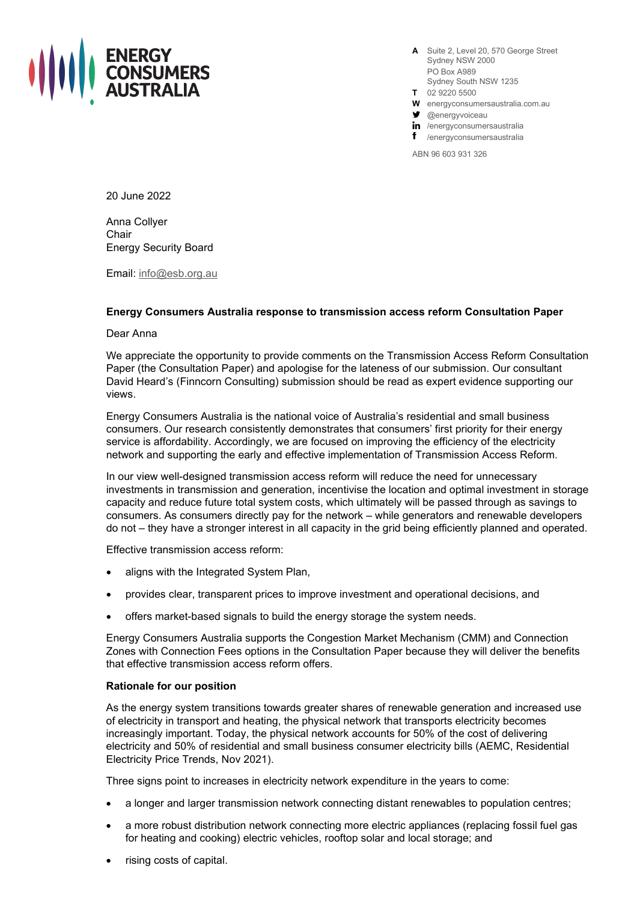**ENERGY CONSUMERS AUSTRALIA**

**A** Suite 2, Level 20, 570 George Street
Sydney NSW 2000
PO Box A989
Sydney South NSW 1235
**T** 02 9220 5500
**W** energyconsumersaustralia.com.au
@energyvoiceau
/energyconsumersaustralia
/energyconsumersaustralia

ABN 96 603 931 326

20 June 2022

Anna Collyer
Chair
Energy Security Board

Email: info@esb.org.au

**Energy Consumers Australia response to transmission access reform Consultation Paper**

Dear Anna

We appreciate the opportunity to provide comments on the Transmission Access Reform Consultation Paper (the Consultation Paper) and apologise for the lateness of our submission. Our consultant David Heard's (Finncorn Consulting) submission should be read as expert evidence supporting our views.

Energy Consumers Australia is the national voice of Australia's residential and small business consumers. Our research consistently demonstrates that consumers' first priority for their energy service is affordability. Accordingly, we are focused on improving the efficiency of the electricity network and supporting the early and effective implementation of Transmission Access Reform.

In our view well-designed transmission access reform will reduce the need for unnecessary investments in transmission and generation, incentivise the location and optimal investment in storage capacity and reduce future total system costs, which ultimately will be passed through as savings to consumers. As consumers directly pay for the network – while generators and renewable developers do not – they have a stronger interest in all capacity in the grid being efficiently planned and operated.

Effective transmission access reform:

- aligns with the Integrated System Plan,
- provides clear, transparent prices to improve investment and operational decisions, and
- offers market-based signals to build the energy storage the system needs.

Energy Consumers Australia supports the Congestion Market Mechanism (CMM) and Connection Zones with Connection Fees options in the Consultation Paper because they will deliver the benefits that effective transmission access reform offers.

**Rationale for our position**

As the energy system transitions towards greater shares of renewable generation and increased use of electricity in transport and heating, the physical network that transports electricity becomes increasingly important. Today, the physical network accounts for 50% of the cost of delivering electricity and 50% of residential and small business consumer electricity bills (AEMC, Residential Electricity Price Trends, Nov 2021).

Three signs point to increases in electricity network expenditure in the years to come:

- a longer and larger transmission network connecting distant renewables to population centres;
- a more robust distribution network connecting more electric appliances (replacing fossil fuel gas for heating and cooking) electric vehicles, rooftop solar and local storage; and
- rising costs of capital.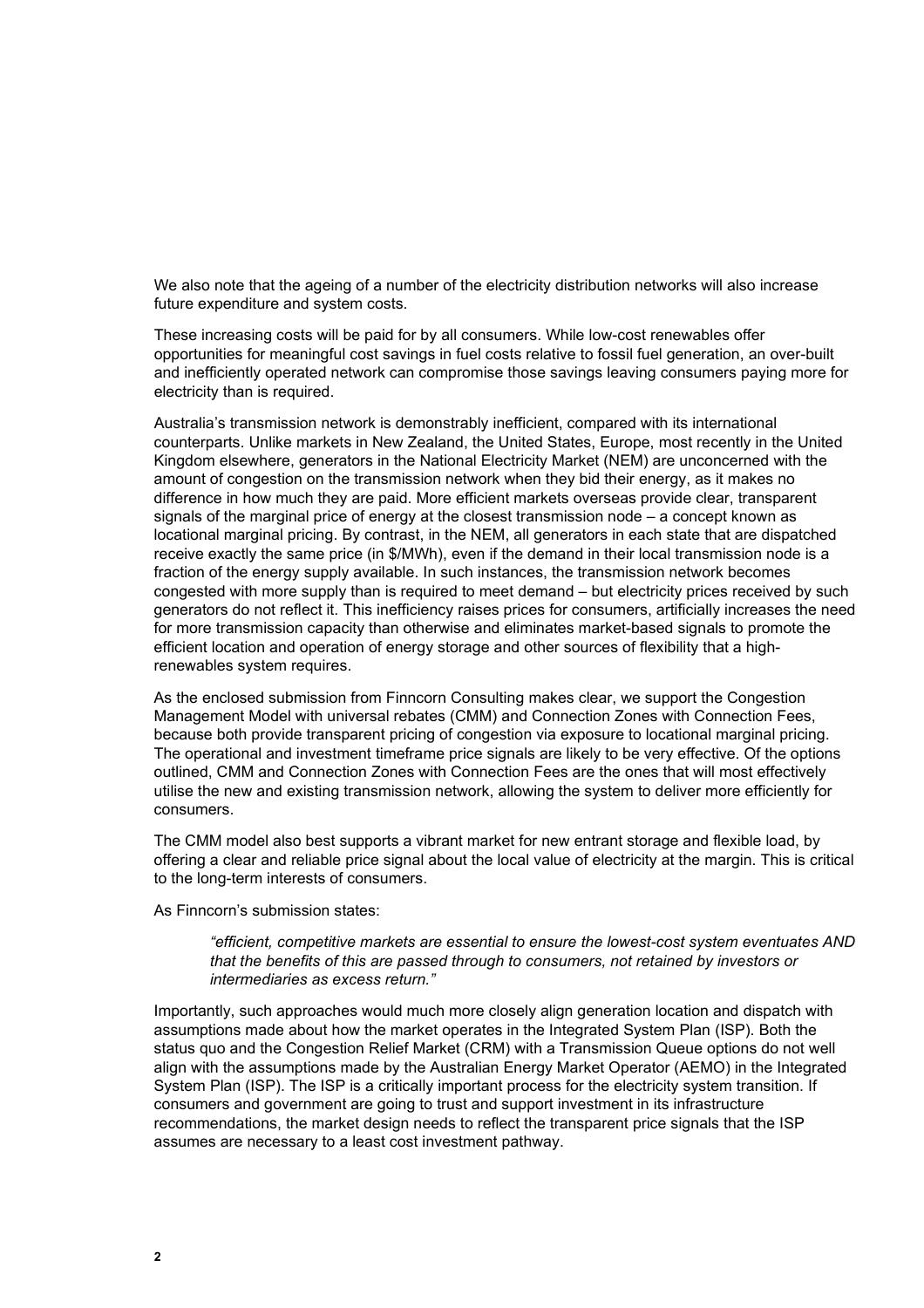We also note that the ageing of a number of the electricity distribution networks will also increase future expenditure and system costs.

These increasing costs will be paid for by all consumers. While low-cost renewables offer opportunities for meaningful cost savings in fuel costs relative to fossil fuel generation, an over-built and inefficiently operated network can compromise those savings leaving consumers paying more for electricity than is required.

Australia's transmission network is demonstrably inefficient, compared with its international counterparts. Unlike markets in New Zealand, the United States, Europe, most recently in the United Kingdom elsewhere, generators in the National Electricity Market (NEM) are unconcerned with the amount of congestion on the transmission network when they bid their energy, as it makes no difference in how much they are paid. More efficient markets overseas provide clear, transparent signals of the marginal price of energy at the closest transmission node – a concept known as locational marginal pricing. By contrast, in the NEM, all generators in each state that are dispatched receive exactly the same price (in $/MWh), even if the demand in their local transmission node is a fraction of the energy supply available. In such instances, the transmission network becomes congested with more supply than is required to meet demand – but electricity prices received by such generators do not reflect it. This inefficiency raises prices for consumers, artificially increases the need for more transmission capacity than otherwise and eliminates market-based signals to promote the efficient location and operation of energy storage and other sources of flexibility that a high-renewables system requires.

As the enclosed submission from Finncorn Consulting makes clear, we support the Congestion Management Model with universal rebates (CMM) and Connection Zones with Connection Fees, because both provide transparent pricing of congestion via exposure to locational marginal pricing. The operational and investment timeframe price signals are likely to be very effective. Of the options outlined, CMM and Connection Zones with Connection Fees are the ones that will most effectively utilise the new and existing transmission network, allowing the system to deliver more efficiently for consumers.

The CMM model also best supports a vibrant market for new entrant storage and flexible load, by offering a clear and reliable price signal about the local value of electricity at the margin. This is critical to the long-term interests of consumers.

As Finncorn's submission states:

> *"efficient, competitive markets are essential to ensure the lowest-cost system eventuates AND that the benefits of this are passed through to consumers, not retained by investors or intermediaries as excess return."*

Importantly, such approaches would much more closely align generation location and dispatch with assumptions made about how the market operates in the Integrated System Plan (ISP). Both the status quo and the Congestion Relief Market (CRM) with a Transmission Queue options do not well align with the assumptions made by the Australian Energy Market Operator (AEMO) in the Integrated System Plan (ISP). The ISP is a critically important process for the electricity system transition. If consumers and government are going to trust and support investment in its infrastructure recommendations, the market design needs to reflect the transparent price signals that the ISP assumes are necessary to a least cost investment pathway.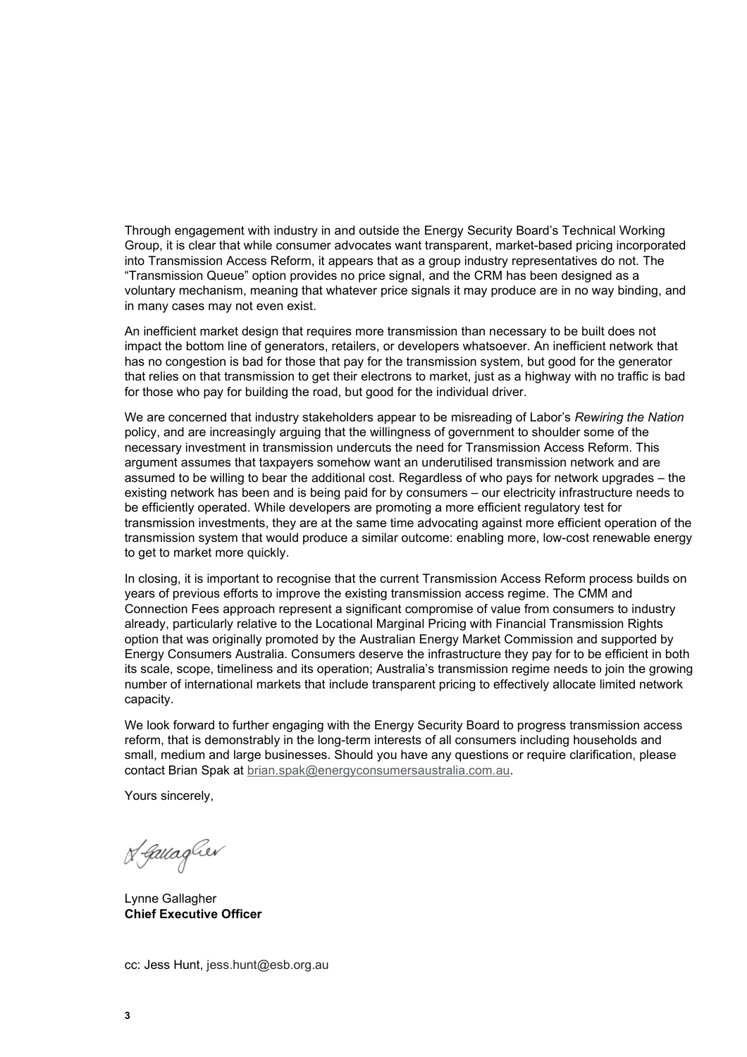Through engagement with industry in and outside the Energy Security Board's Technical Working Group, it is clear that while consumer advocates want transparent, market-based pricing incorporated into Transmission Access Reform, it appears that as a group industry representatives do not. The "Transmission Queue" option provides no price signal, and the CRM has been designed as a voluntary mechanism, meaning that whatever price signals it may produce are in no way binding, and in many cases may not even exist.

An inefficient market design that requires more transmission than necessary to be built does not impact the bottom line of generators, retailers, or developers whatsoever. An inefficient network that has no congestion is bad for those that pay for the transmission system, but good for the generator that relies on that transmission to get their electrons to market, just as a highway with no traffic is bad for those who pay for building the road, but good for the individual driver.

We are concerned that industry stakeholders appear to be misreading of Labor's *Rewiring the Nation* policy, and are increasingly arguing that the willingness of government to shoulder some of the necessary investment in transmission undercuts the need for Transmission Access Reform. This argument assumes that taxpayers somehow want an underutilised transmission network and are assumed to be willing to bear the additional cost. Regardless of who pays for network upgrades – the existing network has been and is being paid for by consumers – our electricity infrastructure needs to be efficiently operated. While developers are promoting a more efficient regulatory test for transmission investments, they are at the same time advocating against more efficient operation of the transmission system that would produce a similar outcome: enabling more, low-cost renewable energy to get to market more quickly.

In closing, it is important to recognise that the current Transmission Access Reform process builds on years of previous efforts to improve the existing transmission access regime. The CMM and Connection Fees approach represent a significant compromise of value from consumers to industry already, particularly relative to the Locational Marginal Pricing with Financial Transmission Rights option that was originally promoted by the Australian Energy Market Commission and supported by Energy Consumers Australia. Consumers deserve the infrastructure they pay for to be efficient in both its scale, scope, timeliness and its operation; Australia's transmission regime needs to join the growing number of international markets that include transparent pricing to effectively allocate limited network capacity.

We look forward to further engaging with the Energy Security Board to progress transmission access reform, that is demonstrably in the long-term interests of all consumers including households and small, medium and large businesses. Should you have any questions or require clarification, please contact Brian Spak at brian.spak@energyconsumersaustralia.com.au.

Yours sincerely,

Lynne Gallagher
**Chief Executive Officer**

cc: Jess Hunt, jess.hunt@esb.org.au